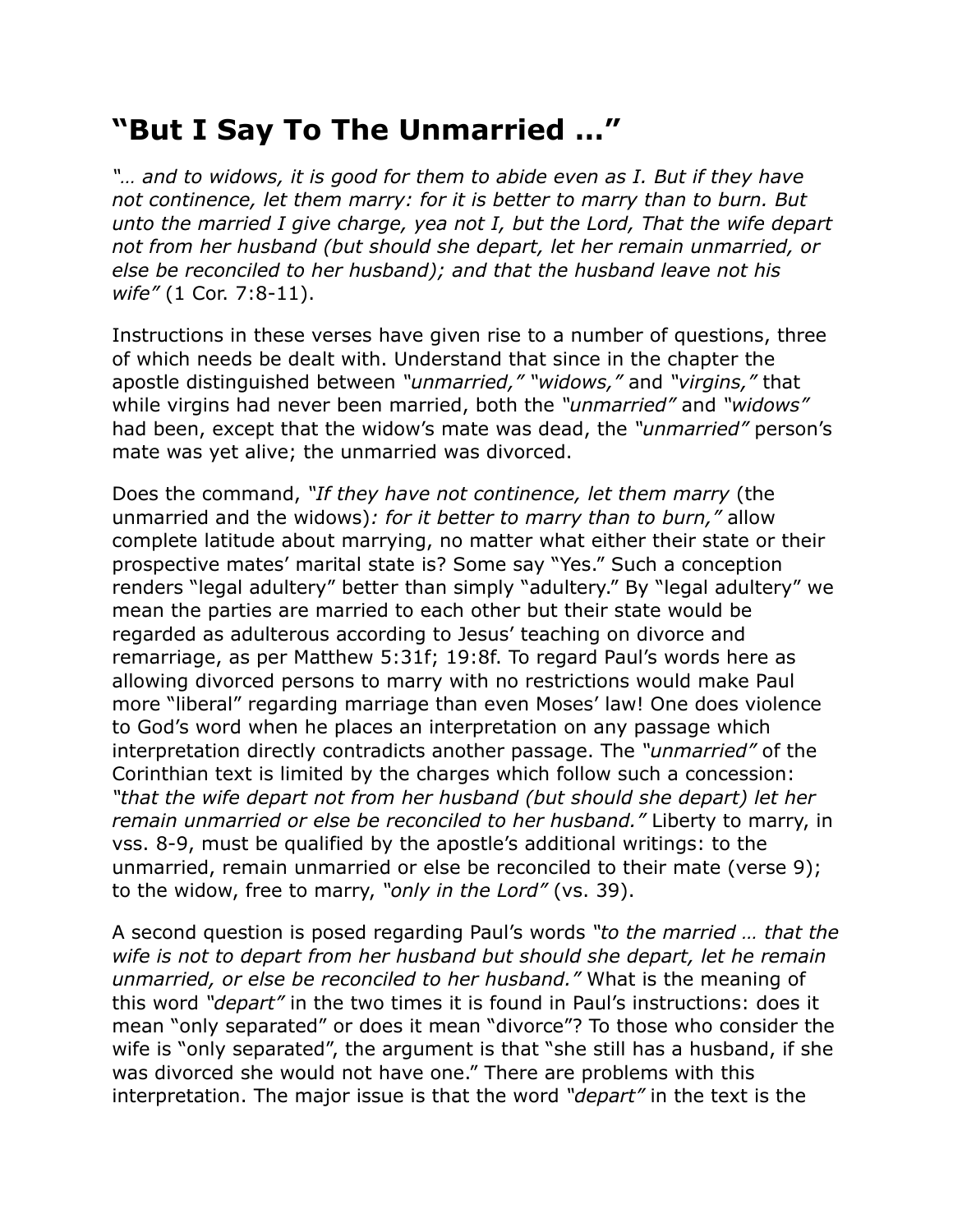# "But I Say To The Unmarried …"

*"… and to widows, it is good for them to abide even as I. But if they have not continence, let them marry: for it is better to marry than to burn. But unto the married I give charge, yea not I, but the Lord, That the wife depart not from her husband (but should she depart, let her remain unmarried, or else be reconciled to her husband); and that the husband leave not his wife"* (1 Cor. 7:8-11).

Instructions in these verses have given rise to a number of questions, three of which needs be dealt with. Understand that since in the chapter the apostle distinguished between *"unmarried," "widows,"* and *"virgins,"* that while virgins had never been married, both the *"unmarried"* and *"widows"* had been, except that the widow's mate was dead, the *"unmarried"* person's mate was yet alive; the unmarried was divorced.

Does the command, *"If they have not continence, let them marry* (the unmarried and the widows)*: for it better to marry than to burn,"* allow complete latitude about marrying, no matter what either their state or their prospective mates' marital state is? Some say "Yes." Such a conception renders "legal adultery" better than simply "adultery." By "legal adultery" we mean the parties are married to each other but their state would be regarded as adulterous according to Jesus' teaching on divorce and remarriage, as per Matthew 5:31f; 19:8f. To regard Paul's words here as allowing divorced persons to marry with no restrictions would make Paul more "liberal" regarding marriage than even Moses' law! One does violence to God's word when he places an interpretation on any passage which interpretation directly contradicts another passage. The *"unmarried"* of the Corinthian text is limited by the charges which follow such a concession: *"that the wife depart not from her husband (but should she depart) let her remain unmarried or else be reconciled to her husband."* Liberty to marry, in vss. 8-9, must be qualified by the apostle's additional writings: to the unmarried, remain unmarried or else be reconciled to their mate (verse 9); to the widow, free to marry, *"only in the Lord"* (vs. 39).

A second question is posed regarding Paul's words *"to the married … that the wife is not to depart from her husband but should she depart, let he remain unmarried, or else be reconciled to her husband."* What is the meaning of this word *"depart"* in the two times it is found in Paul's instructions: does it mean "only separated" or does it mean "divorce"? To those who consider the wife is "only separated", the argument is that "she still has a husband, if she was divorced she would not have one." There are problems with this interpretation. The major issue is that the word *"depart"* in the text is the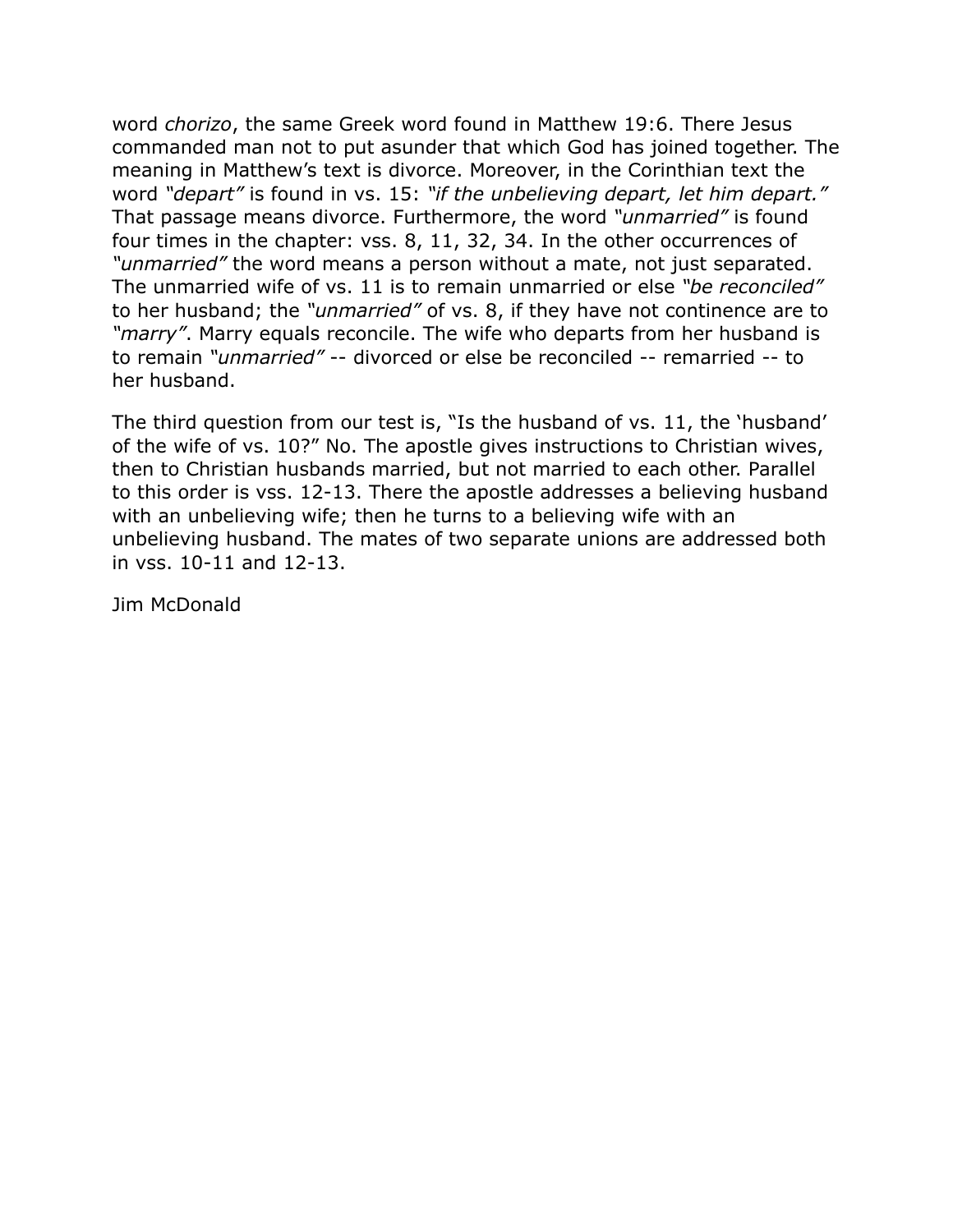word *chorizo*, the same Greek word found in Matthew 19:6. There Jesus commanded man not to put asunder that which God has joined together. The meaning in Matthew's text is divorce. Moreover, in the Corinthian text the word *"depart"* is found in vs. 15: *"if the unbelieving depart, let him depart."* That passage means divorce. Furthermore, the word *"unmarried"* is found four times in the chapter: vss. 8, 11, 32, 34. In the other occurrences of *"unmarried"* the word means a person without a mate, not just separated. The unmarried wife of vs. 11 is to remain unmarried or else *"be reconciled"* to her husband; the *"unmarried"* of vs. 8, if they have not continence are to *"marry"*. Marry equals reconcile. The wife who departs from her husband is to remain *"unmarried"* -- divorced or else be reconciled -- remarried -- to her husband.

The third question from our test is, "Is the husband of vs. 11, the 'husband' of the wife of vs. 10?" No. The apostle gives instructions to Christian wives, then to Christian husbands married, but not married to each other. Parallel to this order is vss. 12-13. There the apostle addresses a believing husband with an unbelieving wife; then he turns to a believing wife with an unbelieving husband. The mates of two separate unions are addressed both in vss. 10-11 and 12-13.

Jim McDonald